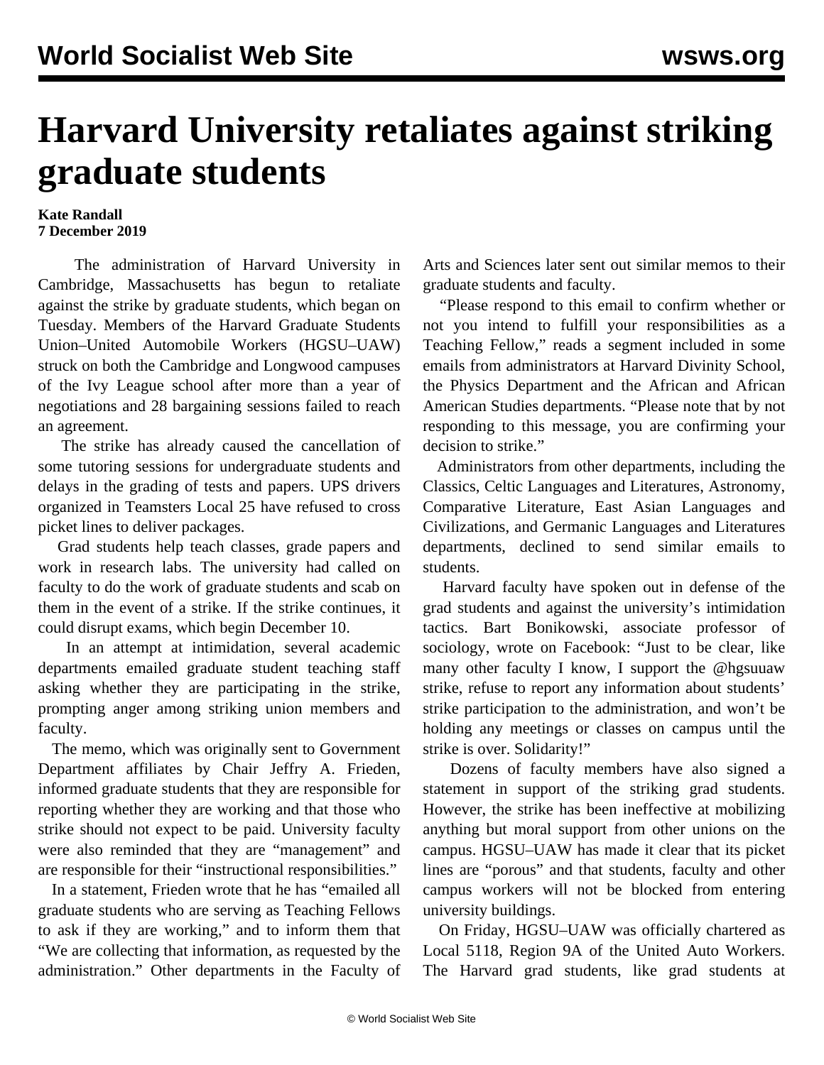# Harvard University retaliates against striking graduate students

**Kate Randall**
**7 December 2019**

The administration of Harvard University in Cambridge, Massachusetts has begun to retaliate against the strike by graduate students, which began on Tuesday. Members of the Harvard Graduate Students Union–United Automobile Workers (HGSU–UAW) struck on both the Cambridge and Longwood campuses of the Ivy League school after more than a year of negotiations and 28 bargaining sessions failed to reach an agreement.

The strike has already caused the cancellation of some tutoring sessions for undergraduate students and delays in the grading of tests and papers. UPS drivers organized in Teamsters Local 25 have refused to cross picket lines to deliver packages.

Grad students help teach classes, grade papers and work in research labs. The university had called on faculty to do the work of graduate students and scab on them in the event of a strike. If the strike continues, it could disrupt exams, which begin December 10.

In an attempt at intimidation, several academic departments emailed graduate student teaching staff asking whether they are participating in the strike, prompting anger among striking union members and faculty.

The memo, which was originally sent to Government Department affiliates by Chair Jeffry A. Frieden, informed graduate students that they are responsible for reporting whether they are working and that those who strike should not expect to be paid. University faculty were also reminded that they are "management" and are responsible for their "instructional responsibilities."

In a statement, Frieden wrote that he has "emailed all graduate students who are serving as Teaching Fellows to ask if they are working," and to inform them that "We are collecting that information, as requested by the administration." Other departments in the Faculty of Arts and Sciences later sent out similar memos to their graduate students and faculty.

"Please respond to this email to confirm whether or not you intend to fulfill your responsibilities as a Teaching Fellow," reads a segment included in some emails from administrators at Harvard Divinity School, the Physics Department and the African and African American Studies departments. "Please note that by not responding to this message, you are confirming your decision to strike."

Administrators from other departments, including the Classics, Celtic Languages and Literatures, Astronomy, Comparative Literature, East Asian Languages and Civilizations, and Germanic Languages and Literatures departments, declined to send similar emails to students.

Harvard faculty have spoken out in defense of the grad students and against the university's intimidation tactics. Bart Bonikowski, associate professor of sociology, wrote on Facebook: "Just to be clear, like many other faculty I know, I support the @hgsuuaw strike, refuse to report any information about students' strike participation to the administration, and won't be holding any meetings or classes on campus until the strike is over. Solidarity!"

Dozens of faculty members have also signed a statement in support of the striking grad students. However, the strike has been ineffective at mobilizing anything but moral support from other unions on the campus. HGSU–UAW has made it clear that its picket lines are "porous" and that students, faculty and other campus workers will not be blocked from entering university buildings.

On Friday, HGSU–UAW was officially chartered as Local 5118, Region 9A of the United Auto Workers. The Harvard grad students, like grad students at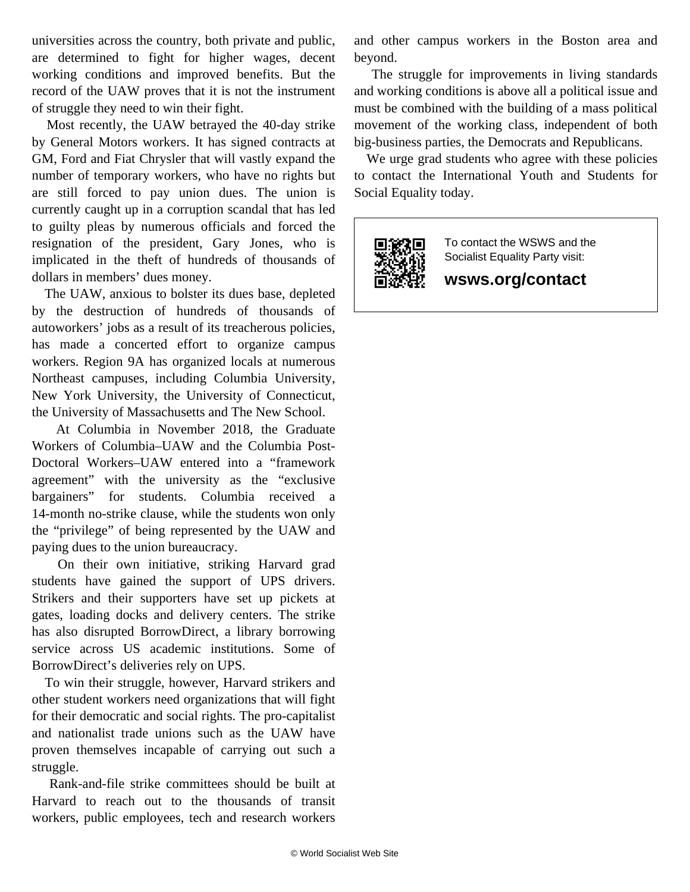universities across the country, both private and public, are determined to fight for higher wages, decent working conditions and improved benefits. But the record of the UAW proves that it is not the instrument of struggle they need to win their fight.

Most recently, the UAW betrayed the 40-day strike by General Motors workers. It has signed contracts at GM, Ford and Fiat Chrysler that will vastly expand the number of temporary workers, who have no rights but are still forced to pay union dues. The union is currently caught up in a corruption scandal that has led to guilty pleas by numerous officials and forced the resignation of the president, Gary Jones, who is implicated in the theft of hundreds of thousands of dollars in members' dues money.

The UAW, anxious to bolster its dues base, depleted by the destruction of hundreds of thousands of autoworkers' jobs as a result of its treacherous policies, has made a concerted effort to organize campus workers. Region 9A has organized locals at numerous Northeast campuses, including Columbia University, New York University, the University of Connecticut, the University of Massachusetts and The New School.

At Columbia in November 2018, the Graduate Workers of Columbia–UAW and the Columbia Post-Doctoral Workers–UAW entered into a "framework agreement" with the university as the "exclusive bargainers" for students. Columbia received a 14-month no-strike clause, while the students won only the "privilege" of being represented by the UAW and paying dues to the union bureaucracy.

On their own initiative, striking Harvard grad students have gained the support of UPS drivers. Strikers and their supporters have set up pickets at gates, loading docks and delivery centers. The strike has also disrupted BorrowDirect, a library borrowing service across US academic institutions. Some of BorrowDirect's deliveries rely on UPS.

To win their struggle, however, Harvard strikers and other student workers need organizations that will fight for their democratic and social rights. The pro-capitalist and nationalist trade unions such as the UAW have proven themselves incapable of carrying out such a struggle.

Rank-and-file strike committees should be built at Harvard to reach out to the thousands of transit workers, public employees, tech and research workers and other campus workers in the Boston area and beyond.

The struggle for improvements in living standards and working conditions is above all a political issue and must be combined with the building of a mass political movement of the working class, independent of both big-business parties, the Democrats and Republicans.

We urge grad students who agree with these policies to contact the International Youth and Students for Social Equality today.

To contact the WSWS and the Socialist Equality Party visit:

**wsws.org/contact**